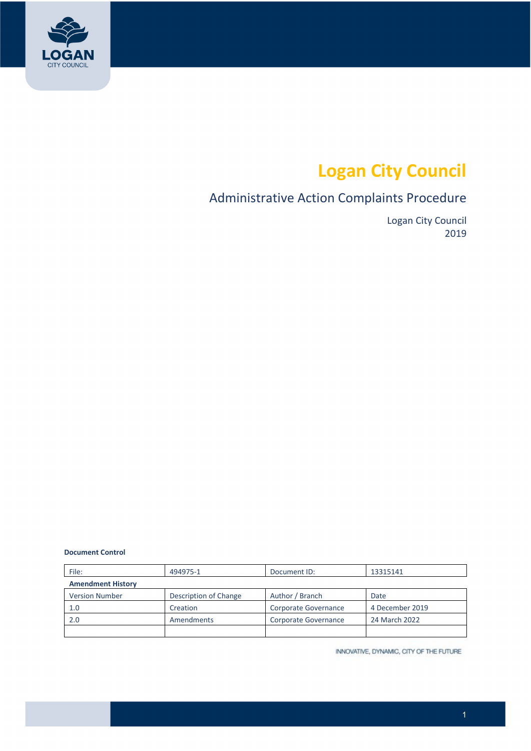# Logan City Council

## Administrative Action Complaints Procedure

Logan City Council
2019

**Document Control**

| File: | 494975-1 | Document ID: | 13315141 |
|---|---|---|---|
| **Amendment History** | | | |
| Version Number | Description of Change | Author / Branch | Date |
| 1.0 | Creation | Corporate Governance | 4 December 2019 |
| 2.0 | Amendments | Corporate Governance | 24 March 2022 |
| | | | |

INNOVATIVE, DYNAMIC, CITY OF THE FUTURE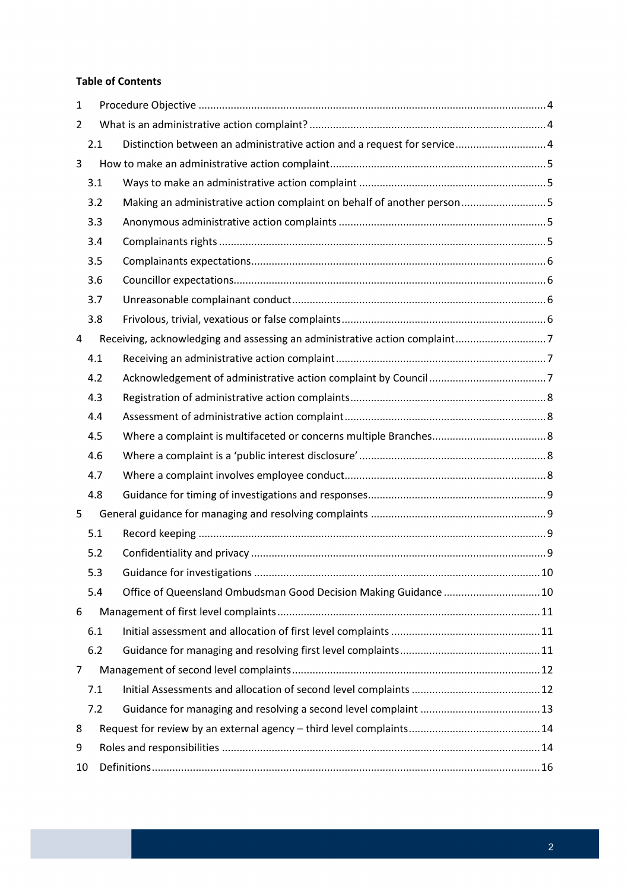**Table of Contents**

| | | |
|---|---|---|
| 1 | Procedure Objective | 4 |
| 2 | What is an administrative action complaint? | 4 |
| 2.1 | Distinction between an administrative action and a request for service | 4 |
| 3 | How to make an administrative action complaint | 5 |
| 3.1 | Ways to make an administrative action complaint | 5 |
| 3.2 | Making an administrative action complaint on behalf of another person | 5 |
| 3.3 | Anonymous administrative action complaints | 5 |
| 3.4 | Complainants rights | 5 |
| 3.5 | Complainants expectations | 6 |
| 3.6 | Councillor expectations | 6 |
| 3.7 | Unreasonable complainant conduct | 6 |
| 3.8 | Frivolous, trivial, vexatious or false complaints | 6 |
| 4 | Receiving, acknowledging and assessing an administrative action complaint | 7 |
| 4.1 | Receiving an administrative action complaint | 7 |
| 4.2 | Acknowledgement of administrative action complaint by Council | 7 |
| 4.3 | Registration of administrative action complaints | 8 |
| 4.4 | Assessment of administrative action complaint | 8 |
| 4.5 | Where a complaint is multifaceted or concerns multiple Branches | 8 |
| 4.6 | Where a complaint is a 'public interest disclosure' | 8 |
| 4.7 | Where a complaint involves employee conduct | 8 |
| 4.8 | Guidance for timing of investigations and responses | 9 |
| 5 | General guidance for managing and resolving complaints | 9 |
| 5.1 | Record keeping | 9 |
| 5.2 | Confidentiality and privacy | 9 |
| 5.3 | Guidance for investigations | 10 |
| 5.4 | Office of Queensland Ombudsman Good Decision Making Guidance | 10 |
| 6 | Management of first level complaints | 11 |
| 6.1 | Initial assessment and allocation of first level complaints | 11 |
| 6.2 | Guidance for managing and resolving first level complaints | 11 |
| 7 | Management of second level complaints | 12 |
| 7.1 | Initial Assessments and allocation of second level complaints | 12 |
| 7.2 | Guidance for managing and resolving a second level complaint | 13 |
| 8 | Request for review by an external agency – third level complaints | 14 |
| 9 | Roles and responsibilities | 14 |
| 10 | Definitions | 16 |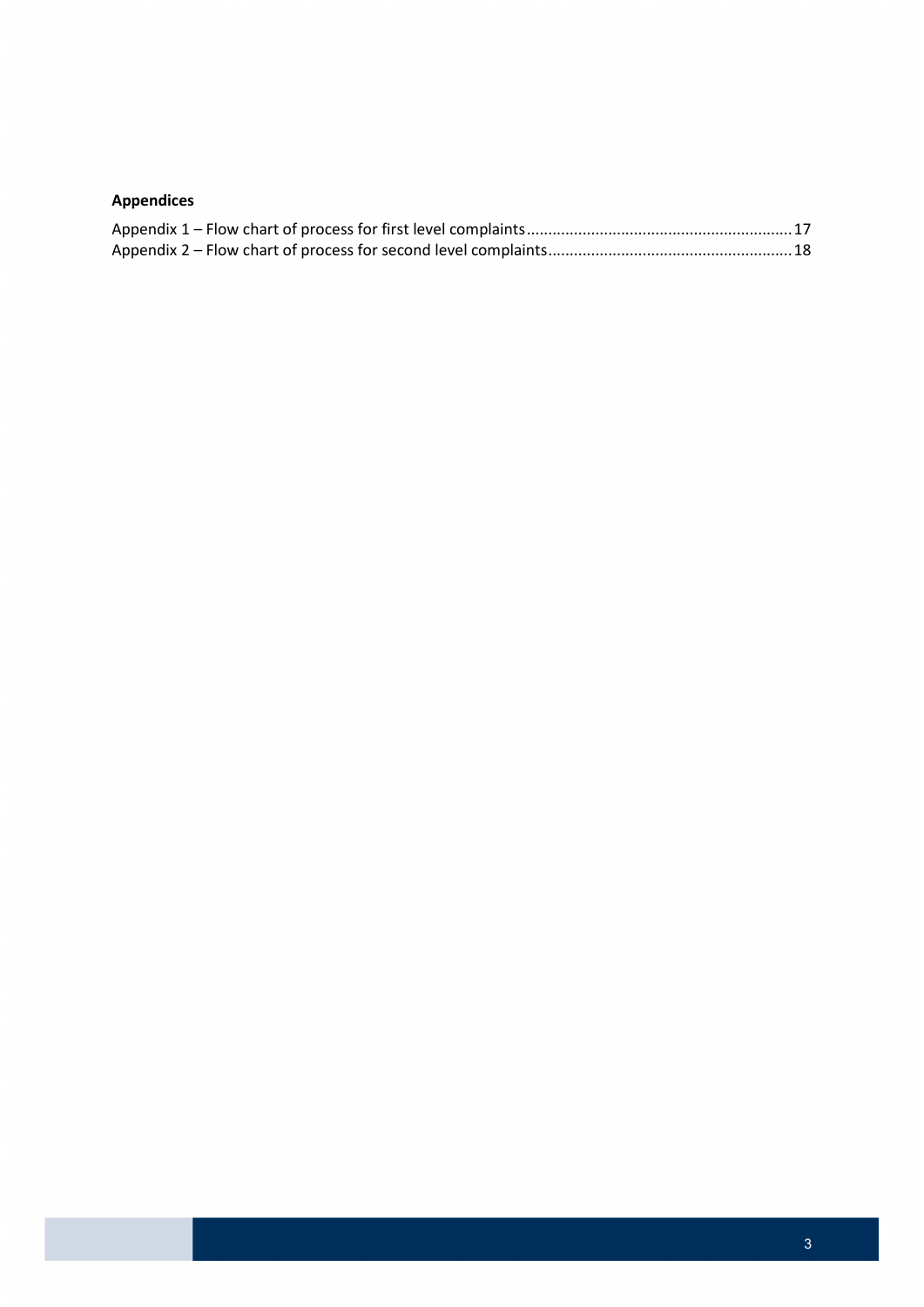**Appendices**

Appendix 1 – Flow chart of process for first level complaints.............................................................17
Appendix 2 – Flow chart of process for second level complaints........................................................18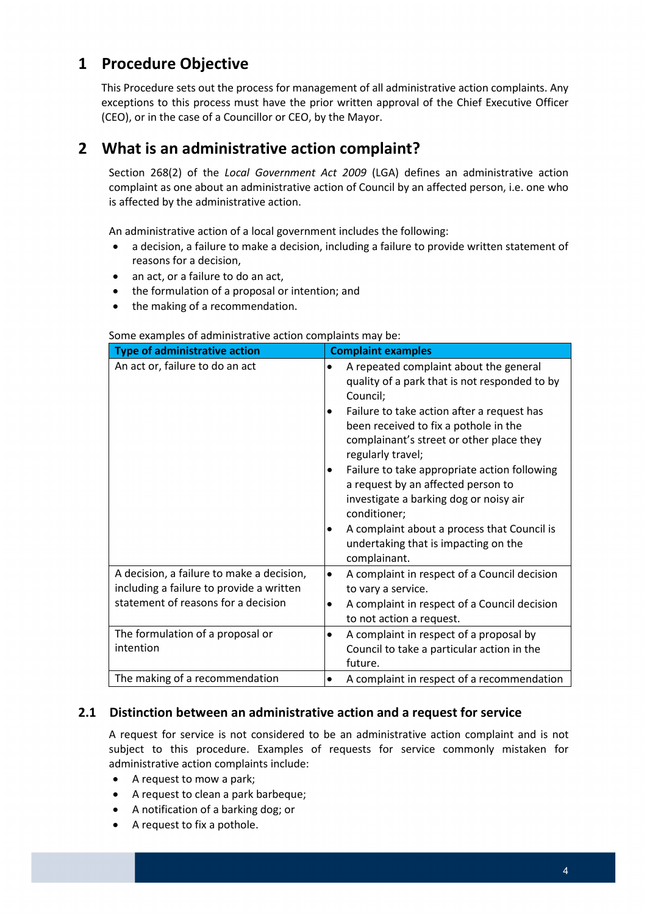# 1 Procedure Objective

This Procedure sets out the process for management of all administrative action complaints. Any exceptions to this process must have the prior written approval of the Chief Executive Officer (CEO), or in the case of a Councillor or CEO, by the Mayor.

# 2 What is an administrative action complaint?

Section 268(2) of the *Local Government Act 2009* (LGA) defines an administrative action complaint as one about an administrative action of Council by an affected person, i.e. one who is affected by the administrative action.

An administrative action of a local government includes the following:

- a decision, a failure to make a decision, including a failure to provide written statement of reasons for a decision,
- an act, or a failure to do an act,
- the formulation of a proposal or intention; and
- the making of a recommendation.

Some examples of administrative action complaints may be:

| Type of administrative action | Complaint examples |
|---|---|
| An act or, failure to do an act | • A repeated complaint about the general quality of a park that is not responded to by Council;<br>• Failure to take action after a request has been received to fix a pothole in the complainant's street or other place they regularly travel;<br>• Failure to take appropriate action following a request by an affected person to investigate a barking dog or noisy air conditioner;<br>• A complaint about a process that Council is undertaking that is impacting on the complainant. |
| A decision, a failure to make a decision, including a failure to provide a written statement of reasons for a decision | • A complaint in respect of a Council decision to vary a service.<br>• A complaint in respect of a Council decision to not action a request. |
| The formulation of a proposal or intention | • A complaint in respect of a proposal by Council to take a particular action in the future. |
| The making of a recommendation | • A complaint in respect of a recommendation |

## 2.1 Distinction between an administrative action and a request for service

A request for service is not considered to be an administrative action complaint and is not subject to this procedure. Examples of requests for service commonly mistaken for administrative action complaints include:

- A request to mow a park;
- A request to clean a park barbeque;
- A notification of a barking dog; or
- A request to fix a pothole.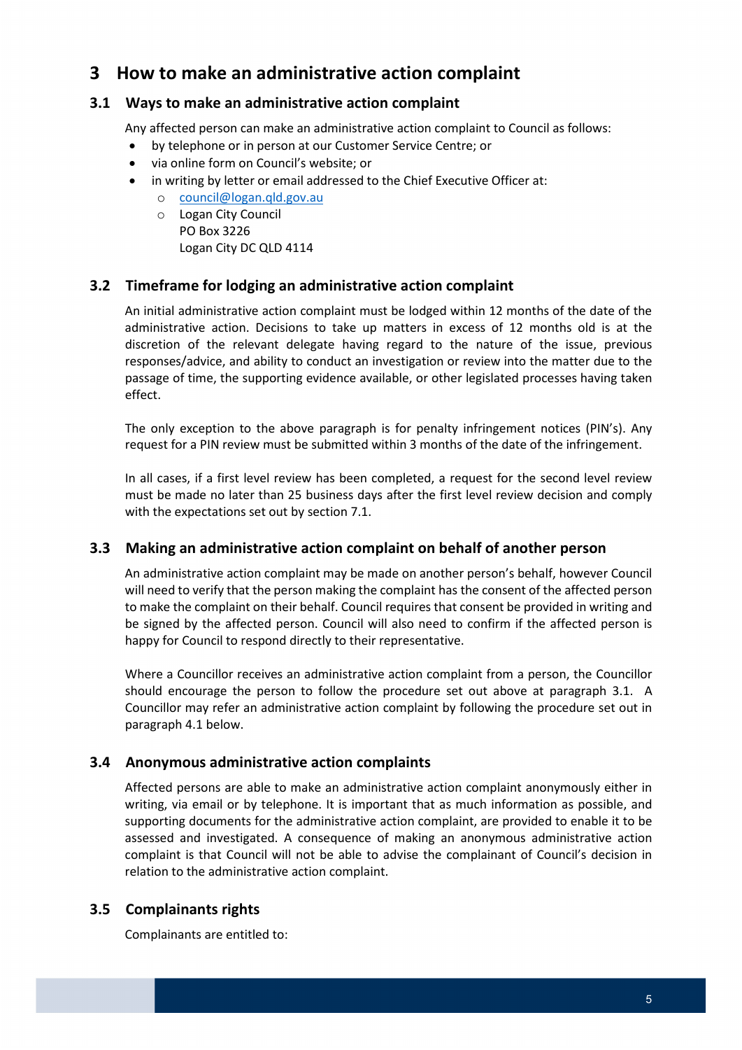# 3 How to make an administrative action complaint

## 3.1 Ways to make an administrative action complaint

Any affected person can make an administrative action complaint to Council as follows:

- by telephone or in person at our Customer Service Centre; or
- via online form on Council's website; or
- in writing by letter or email addressed to the Chief Executive Officer at:
  - council@logan.qld.gov.au
  - Logan City Council
    PO Box 3226
    Logan City DC QLD 4114

## 3.2 Timeframe for lodging an administrative action complaint

An initial administrative action complaint must be lodged within 12 months of the date of the administrative action. Decisions to take up matters in excess of 12 months old is at the discretion of the relevant delegate having regard to the nature of the issue, previous responses/advice, and ability to conduct an investigation or review into the matter due to the passage of time, the supporting evidence available, or other legislated processes having taken effect.

The only exception to the above paragraph is for penalty infringement notices (PIN's). Any request for a PIN review must be submitted within 3 months of the date of the infringement.

In all cases, if a first level review has been completed, a request for the second level review must be made no later than 25 business days after the first level review decision and comply with the expectations set out by section 7.1.

## 3.3 Making an administrative action complaint on behalf of another person

An administrative action complaint may be made on another person's behalf, however Council will need to verify that the person making the complaint has the consent of the affected person to make the complaint on their behalf. Council requires that consent be provided in writing and be signed by the affected person. Council will also need to confirm if the affected person is happy for Council to respond directly to their representative.

Where a Councillor receives an administrative action complaint from a person, the Councillor should encourage the person to follow the procedure set out above at paragraph 3.1. A Councillor may refer an administrative action complaint by following the procedure set out in paragraph 4.1 below.

## 3.4 Anonymous administrative action complaints

Affected persons are able to make an administrative action complaint anonymously either in writing, via email or by telephone. It is important that as much information as possible, and supporting documents for the administrative action complaint, are provided to enable it to be assessed and investigated. A consequence of making an anonymous administrative action complaint is that Council will not be able to advise the complainant of Council's decision in relation to the administrative action complaint.

## 3.5 Complainants rights

Complainants are entitled to: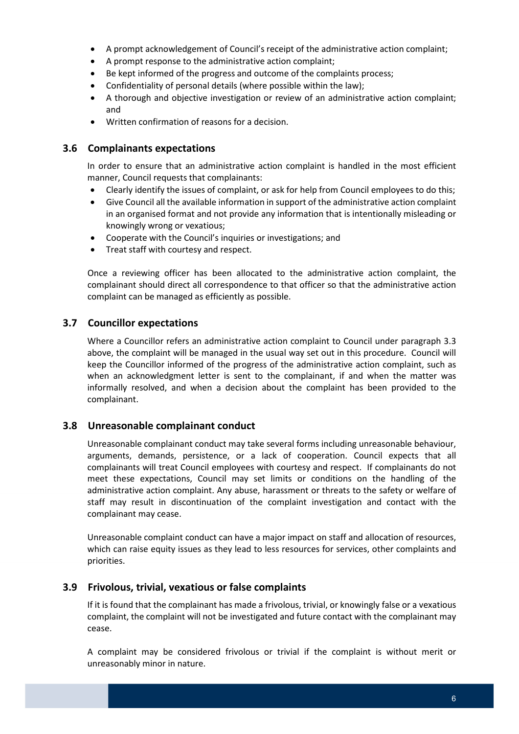- A prompt acknowledgement of Council's receipt of the administrative action complaint;
- A prompt response to the administrative action complaint;
- Be kept informed of the progress and outcome of the complaints process;
- Confidentiality of personal details (where possible within the law);
- A thorough and objective investigation or review of an administrative action complaint; and
- Written confirmation of reasons for a decision.

### 3.6 Complainants expectations

In order to ensure that an administrative action complaint is handled in the most efficient manner, Council requests that complainants:

- Clearly identify the issues of complaint, or ask for help from Council employees to do this;
- Give Council all the available information in support of the administrative action complaint in an organised format and not provide any information that is intentionally misleading or knowingly wrong or vexatious;
- Cooperate with the Council's inquiries or investigations; and
- Treat staff with courtesy and respect.

Once a reviewing officer has been allocated to the administrative action complaint, the complainant should direct all correspondence to that officer so that the administrative action complaint can be managed as efficiently as possible.

### 3.7 Councillor expectations

Where a Councillor refers an administrative action complaint to Council under paragraph 3.3 above, the complaint will be managed in the usual way set out in this procedure. Council will keep the Councillor informed of the progress of the administrative action complaint, such as when an acknowledgment letter is sent to the complainant, if and when the matter was informally resolved, and when a decision about the complaint has been provided to the complainant.

### 3.8 Unreasonable complainant conduct

Unreasonable complainant conduct may take several forms including unreasonable behaviour, arguments, demands, persistence, or a lack of cooperation. Council expects that all complainants will treat Council employees with courtesy and respect. If complainants do not meet these expectations, Council may set limits or conditions on the handling of the administrative action complaint. Any abuse, harassment or threats to the safety or welfare of staff may result in discontinuation of the complaint investigation and contact with the complainant may cease.

Unreasonable complaint conduct can have a major impact on staff and allocation of resources, which can raise equity issues as they lead to less resources for services, other complaints and priorities.

### 3.9 Frivolous, trivial, vexatious or false complaints

If it is found that the complainant has made a frivolous, trivial, or knowingly false or a vexatious complaint, the complaint will not be investigated and future contact with the complainant may cease.

A complaint may be considered frivolous or trivial if the complaint is without merit or unreasonably minor in nature.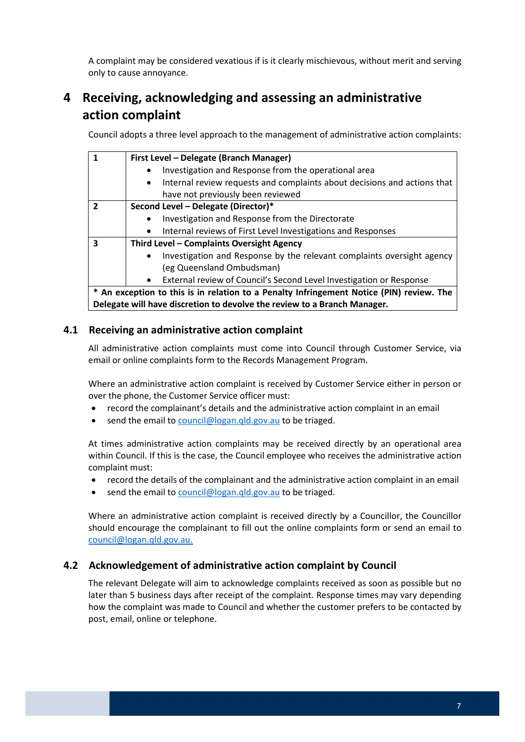A complaint may be considered vexatious if is it clearly mischievous, without merit and serving only to cause annoyance.

# 4 Receiving, acknowledging and assessing an administrative action complaint

Council adopts a three level approach to the management of administrative action complaints:

| | |
|---|---|
| **1** | **First Level – Delegate (Branch Manager)**<br>• Investigation and Response from the operational area<br>• Internal review requests and complaints about decisions and actions that have not previously been reviewed |
| **2** | **Second Level – Delegate (Director)***<br>• Investigation and Response from the Directorate<br>• Internal reviews of First Level Investigations and Responses |
| **3** | **Third Level – Complaints Oversight Agency**<br>• Investigation and Response by the relevant complaints oversight agency (eg Queensland Ombudsman)<br>• External review of Council's Second Level Investigation or Response |
| **\* An exception to this is in relation to a Penalty Infringement Notice (PIN) review. The Delegate will have discretion to devolve the review to a Branch Manager.** | |

## 4.1 Receiving an administrative action complaint

All administrative action complaints must come into Council through Customer Service, via email or online complaints form to the Records Management Program.

Where an administrative action complaint is received by Customer Service either in person or over the phone, the Customer Service officer must:

- record the complainant's details and the administrative action complaint in an email
- send the email to council@logan.qld.gov.au to be triaged.

At times administrative action complaints may be received directly by an operational area within Council. If this is the case, the Council employee who receives the administrative action complaint must:

- record the details of the complainant and the administrative action complaint in an email
- send the email to council@logan.qld.gov.au to be triaged.

Where an administrative action complaint is received directly by a Councillor, the Councillor should encourage the complainant to fill out the online complaints form or send an email to council@logan.qld.gov.au.

## 4.2 Acknowledgement of administrative action complaint by Council

The relevant Delegate will aim to acknowledge complaints received as soon as possible but no later than 5 business days after receipt of the complaint. Response times may vary depending how the complaint was made to Council and whether the customer prefers to be contacted by post, email, online or telephone.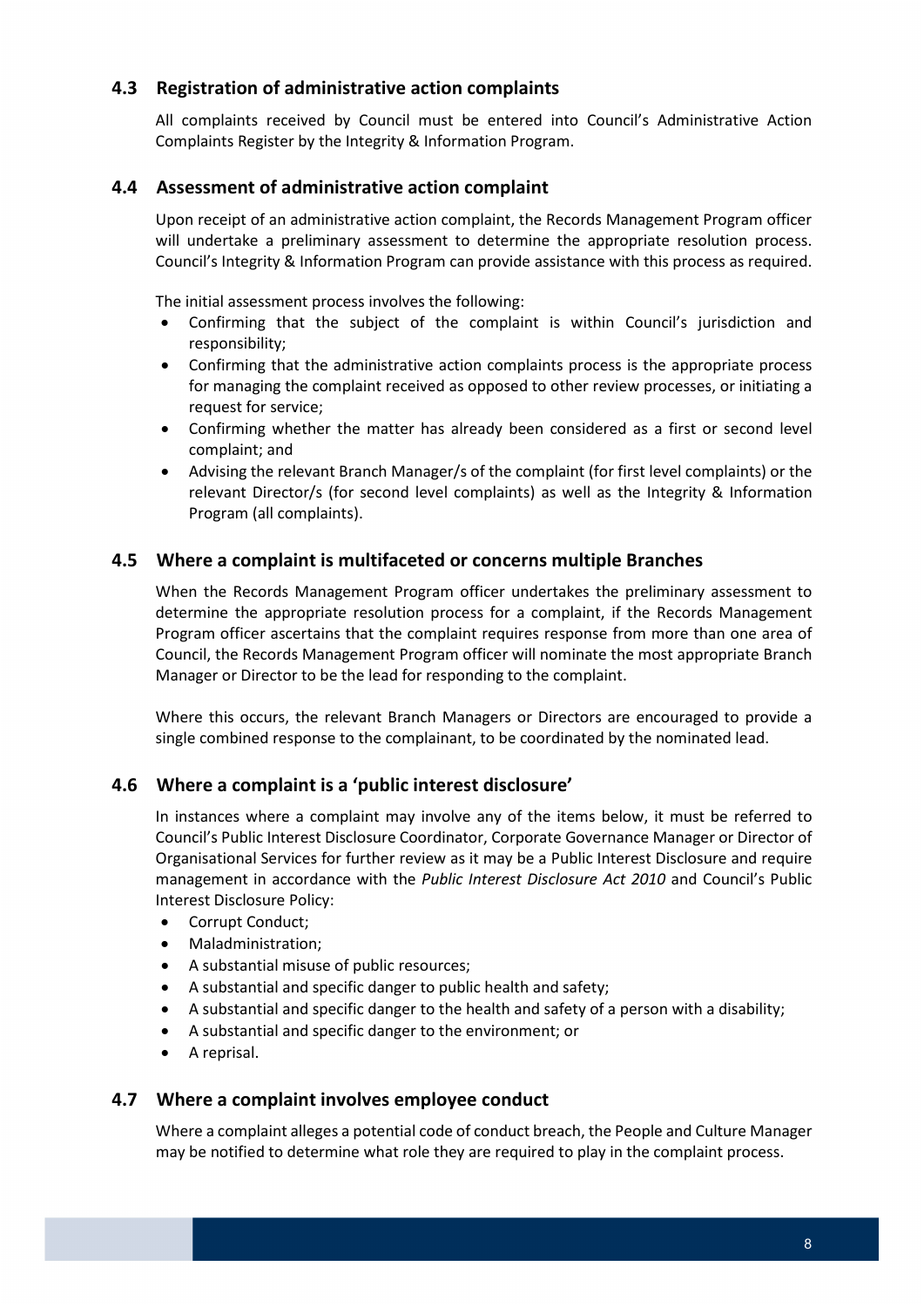### 4.3 Registration of administrative action complaints

All complaints received by Council must be entered into Council's Administrative Action Complaints Register by the Integrity & Information Program.

### 4.4 Assessment of administrative action complaint

Upon receipt of an administrative action complaint, the Records Management Program officer will undertake a preliminary assessment to determine the appropriate resolution process. Council's Integrity & Information Program can provide assistance with this process as required.

The initial assessment process involves the following:

- Confirming that the subject of the complaint is within Council's jurisdiction and responsibility;
- Confirming that the administrative action complaints process is the appropriate process for managing the complaint received as opposed to other review processes, or initiating a request for service;
- Confirming whether the matter has already been considered as a first or second level complaint; and
- Advising the relevant Branch Manager/s of the complaint (for first level complaints) or the relevant Director/s (for second level complaints) as well as the Integrity & Information Program (all complaints).

### 4.5 Where a complaint is multifaceted or concerns multiple Branches

When the Records Management Program officer undertakes the preliminary assessment to determine the appropriate resolution process for a complaint, if the Records Management Program officer ascertains that the complaint requires response from more than one area of Council, the Records Management Program officer will nominate the most appropriate Branch Manager or Director to be the lead for responding to the complaint.

Where this occurs, the relevant Branch Managers or Directors are encouraged to provide a single combined response to the complainant, to be coordinated by the nominated lead.

### 4.6 Where a complaint is a 'public interest disclosure'

In instances where a complaint may involve any of the items below, it must be referred to Council's Public Interest Disclosure Coordinator, Corporate Governance Manager or Director of Organisational Services for further review as it may be a Public Interest Disclosure and require management in accordance with the *Public Interest Disclosure Act 2010* and Council's Public Interest Disclosure Policy:

- Corrupt Conduct;
- Maladministration;
- A substantial misuse of public resources;
- A substantial and specific danger to public health and safety;
- A substantial and specific danger to the health and safety of a person with a disability;
- A substantial and specific danger to the environment; or
- A reprisal.

### 4.7 Where a complaint involves employee conduct

Where a complaint alleges a potential code of conduct breach, the People and Culture Manager may be notified to determine what role they are required to play in the complaint process.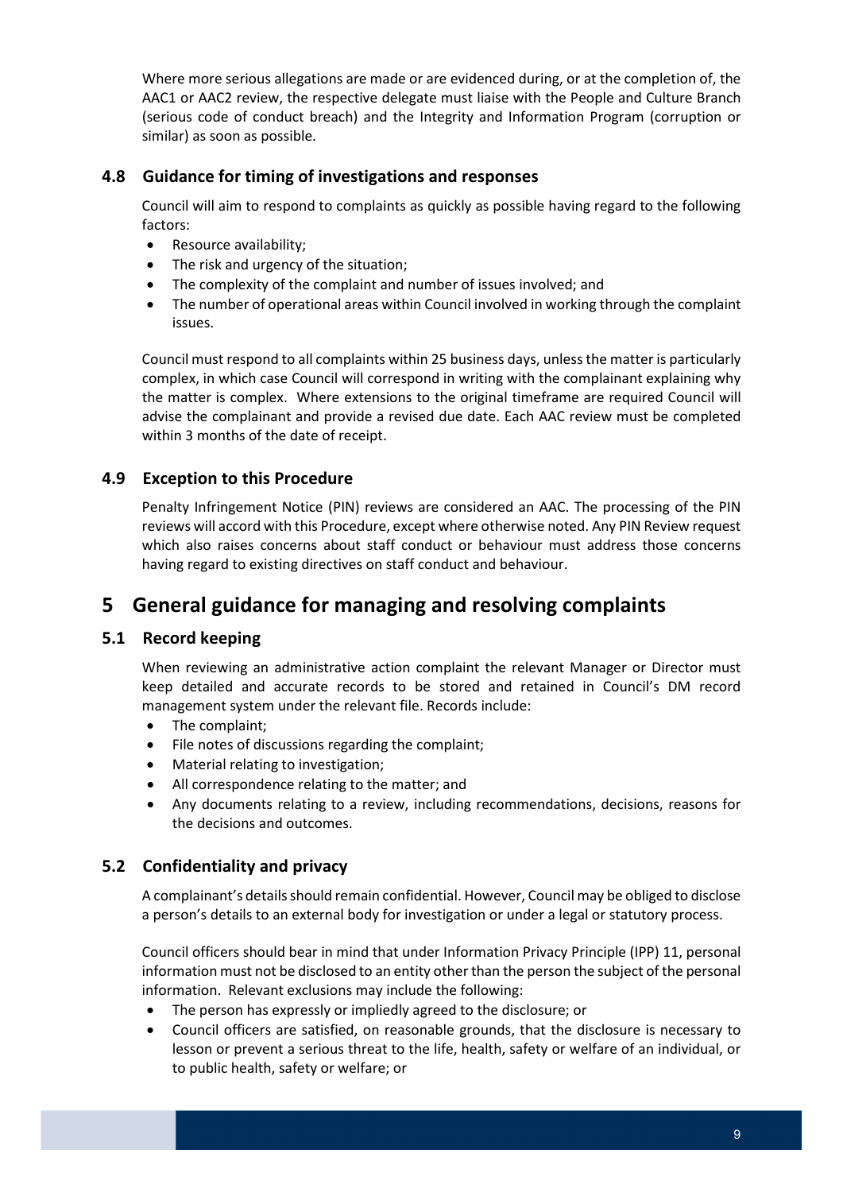Where more serious allegations are made or are evidenced during, or at the completion of, the AAC1 or AAC2 review, the respective delegate must liaise with the People and Culture Branch (serious code of conduct breach) and the Integrity and Information Program (corruption or similar) as soon as possible.

### 4.8 Guidance for timing of investigations and responses

Council will aim to respond to complaints as quickly as possible having regard to the following factors:

- Resource availability;
- The risk and urgency of the situation;
- The complexity of the complaint and number of issues involved; and
- The number of operational areas within Council involved in working through the complaint issues.

Council must respond to all complaints within 25 business days, unless the matter is particularly complex, in which case Council will correspond in writing with the complainant explaining why the matter is complex. Where extensions to the original timeframe are required Council will advise the complainant and provide a revised due date. Each AAC review must be completed within 3 months of the date of receipt.

### 4.9 Exception to this Procedure

Penalty Infringement Notice (PIN) reviews are considered an AAC. The processing of the PIN reviews will accord with this Procedure, except where otherwise noted. Any PIN Review request which also raises concerns about staff conduct or behaviour must address those concerns having regard to existing directives on staff conduct and behaviour.

## 5 General guidance for managing and resolving complaints

### 5.1 Record keeping

When reviewing an administrative action complaint the relevant Manager or Director must keep detailed and accurate records to be stored and retained in Council's DM record management system under the relevant file. Records include:

- The complaint;
- File notes of discussions regarding the complaint;
- Material relating to investigation;
- All correspondence relating to the matter; and
- Any documents relating to a review, including recommendations, decisions, reasons for the decisions and outcomes.

### 5.2 Confidentiality and privacy

A complainant's details should remain confidential. However, Council may be obliged to disclose a person's details to an external body for investigation or under a legal or statutory process.

Council officers should bear in mind that under Information Privacy Principle (IPP) 11, personal information must not be disclosed to an entity other than the person the subject of the personal information. Relevant exclusions may include the following:

- The person has expressly or impliedly agreed to the disclosure; or
- Council officers are satisfied, on reasonable grounds, that the disclosure is necessary to lesson or prevent a serious threat to the life, health, safety or welfare of an individual, or to public health, safety or welfare; or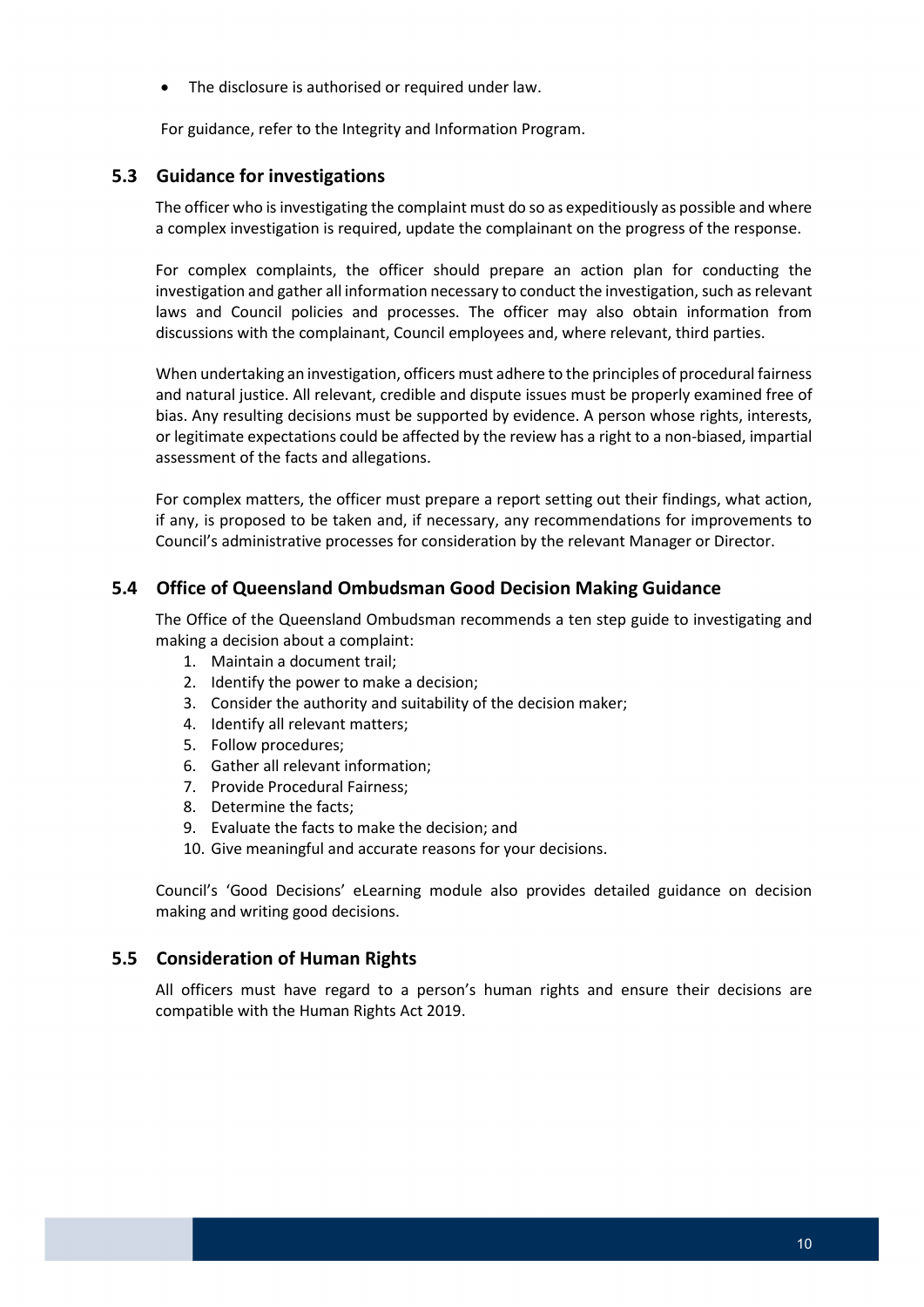- The disclosure is authorised or required under law.

For guidance, refer to the Integrity and Information Program.

## 5.3 Guidance for investigations

The officer who is investigating the complaint must do so as expeditiously as possible and where a complex investigation is required, update the complainant on the progress of the response.

For complex complaints, the officer should prepare an action plan for conducting the investigation and gather all information necessary to conduct the investigation, such as relevant laws and Council policies and processes. The officer may also obtain information from discussions with the complainant, Council employees and, where relevant, third parties.

When undertaking an investigation, officers must adhere to the principles of procedural fairness and natural justice. All relevant, credible and dispute issues must be properly examined free of bias. Any resulting decisions must be supported by evidence. A person whose rights, interests, or legitimate expectations could be affected by the review has a right to a non-biased, impartial assessment of the facts and allegations.

For complex matters, the officer must prepare a report setting out their findings, what action, if any, is proposed to be taken and, if necessary, any recommendations for improvements to Council's administrative processes for consideration by the relevant Manager or Director.

## 5.4 Office of Queensland Ombudsman Good Decision Making Guidance

The Office of the Queensland Ombudsman recommends a ten step guide to investigating and making a decision about a complaint:

1. Maintain a document trail;
2. Identify the power to make a decision;
3. Consider the authority and suitability of the decision maker;
4. Identify all relevant matters;
5. Follow procedures;
6. Gather all relevant information;
7. Provide Procedural Fairness;
8. Determine the facts;
9. Evaluate the facts to make the decision; and
10. Give meaningful and accurate reasons for your decisions.

Council's 'Good Decisions' eLearning module also provides detailed guidance on decision making and writing good decisions.

## 5.5 Consideration of Human Rights

All officers must have regard to a person's human rights and ensure their decisions are compatible with the Human Rights Act 2019.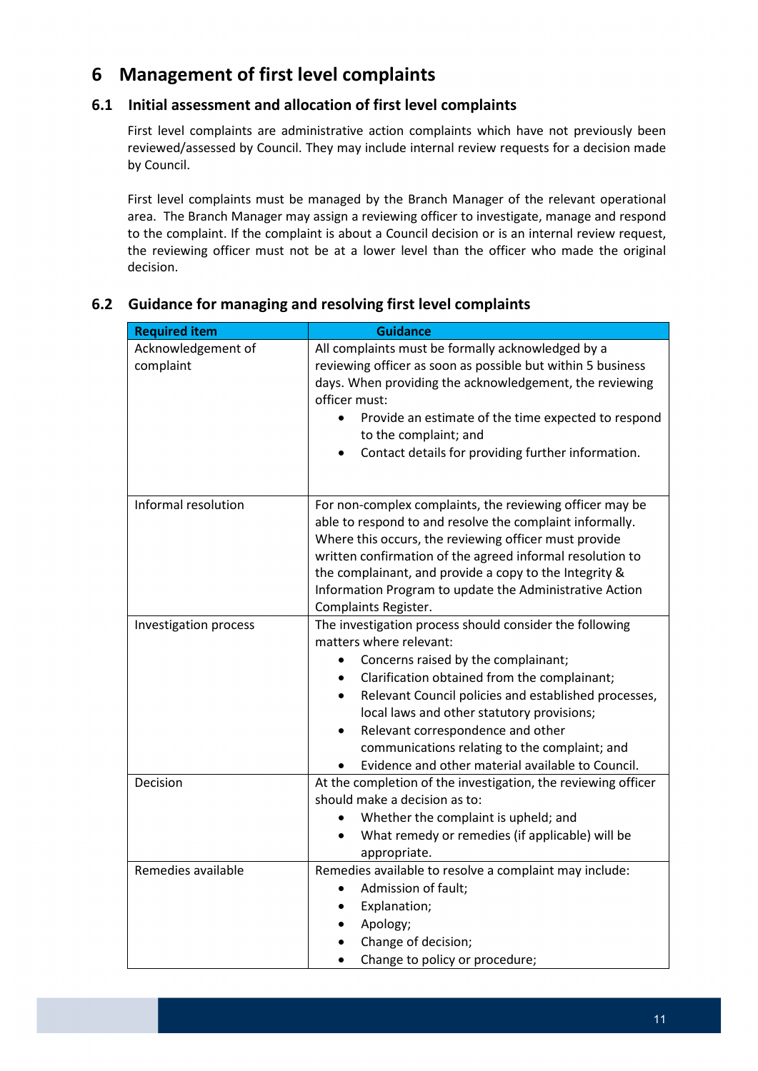# 6 Management of first level complaints

## 6.1 Initial assessment and allocation of first level complaints

First level complaints are administrative action complaints which have not previously been reviewed/assessed by Council. They may include internal review requests for a decision made by Council.

First level complaints must be managed by the Branch Manager of the relevant operational area. The Branch Manager may assign a reviewing officer to investigate, manage and respond to the complaint. If the complaint is about a Council decision or is an internal review request, the reviewing officer must not be at a lower level than the officer who made the original decision.

## 6.2 Guidance for managing and resolving first level complaints

| Required item | Guidance |
|---|---|
| Acknowledgement of complaint | All complaints must be formally acknowledged by a reviewing officer as soon as possible but within 5 business days. When providing the acknowledgement, the reviewing officer must:<br>• Provide an estimate of the time expected to respond to the complaint; and<br>• Contact details for providing further information. |
| Informal resolution | For non-complex complaints, the reviewing officer may be able to respond to and resolve the complaint informally. Where this occurs, the reviewing officer must provide written confirmation of the agreed informal resolution to the complainant, and provide a copy to the Integrity & Information Program to update the Administrative Action Complaints Register. |
| Investigation process | The investigation process should consider the following matters where relevant:<br>• Concerns raised by the complainant;<br>• Clarification obtained from the complainant;<br>• Relevant Council policies and established processes, local laws and other statutory provisions;<br>• Relevant correspondence and other communications relating to the complaint; and<br>• Evidence and other material available to Council. |
| Decision | At the completion of the investigation, the reviewing officer should make a decision as to:<br>• Whether the complaint is upheld; and<br>• What remedy or remedies (if applicable) will be appropriate. |
| Remedies available | Remedies available to resolve a complaint may include:<br>• Admission of fault;<br>• Explanation;<br>• Apology;<br>• Change of decision;<br>• Change to policy or procedure; |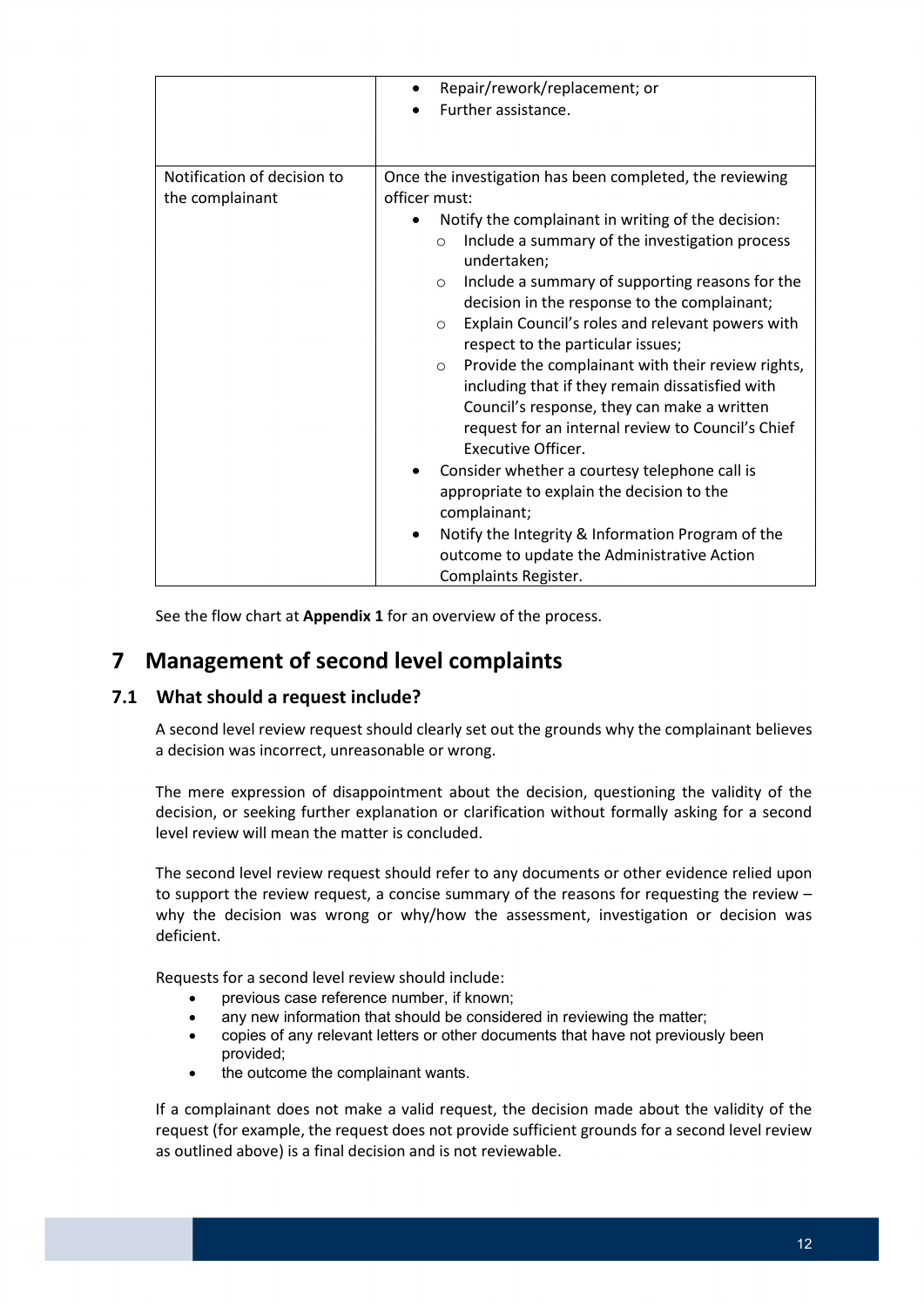| | |
|---|---|
| | • Repair/rework/replacement; or<br>• Further assistance. |
| Notification of decision to the complainant | Once the investigation has been completed, the reviewing officer must:<br>• Notify the complainant in writing of the decision:<br>&nbsp;&nbsp;○ Include a summary of the investigation process undertaken;<br>&nbsp;&nbsp;○ Include a summary of supporting reasons for the decision in the response to the complainant;<br>&nbsp;&nbsp;○ Explain Council's roles and relevant powers with respect to the particular issues;<br>&nbsp;&nbsp;○ Provide the complainant with their review rights, including that if they remain dissatisfied with Council's response, they can make a written request for an internal review to Council's Chief Executive Officer.<br>• Consider whether a courtesy telephone call is appropriate to explain the decision to the complainant;<br>• Notify the Integrity & Information Program of the outcome to update the Administrative Action Complaints Register. |

See the flow chart at **Appendix 1** for an overview of the process.

# 7 Management of second level complaints

## 7.1 What should a request include?

A second level review request should clearly set out the grounds why the complainant believes a decision was incorrect, unreasonable or wrong.

The mere expression of disappointment about the decision, questioning the validity of the decision, or seeking further explanation or clarification without formally asking for a second level review will mean the matter is concluded.

The second level review request should refer to any documents or other evidence relied upon to support the review request, a concise summary of the reasons for requesting the review – why the decision was wrong or why/how the assessment, investigation or decision was deficient.

Requests for a second level review should include:

- previous case reference number, if known;
- any new information that should be considered in reviewing the matter;
- copies of any relevant letters or other documents that have not previously been provided;
- the outcome the complainant wants.

If a complainant does not make a valid request, the decision made about the validity of the request (for example, the request does not provide sufficient grounds for a second level review as outlined above) is a final decision and is not reviewable.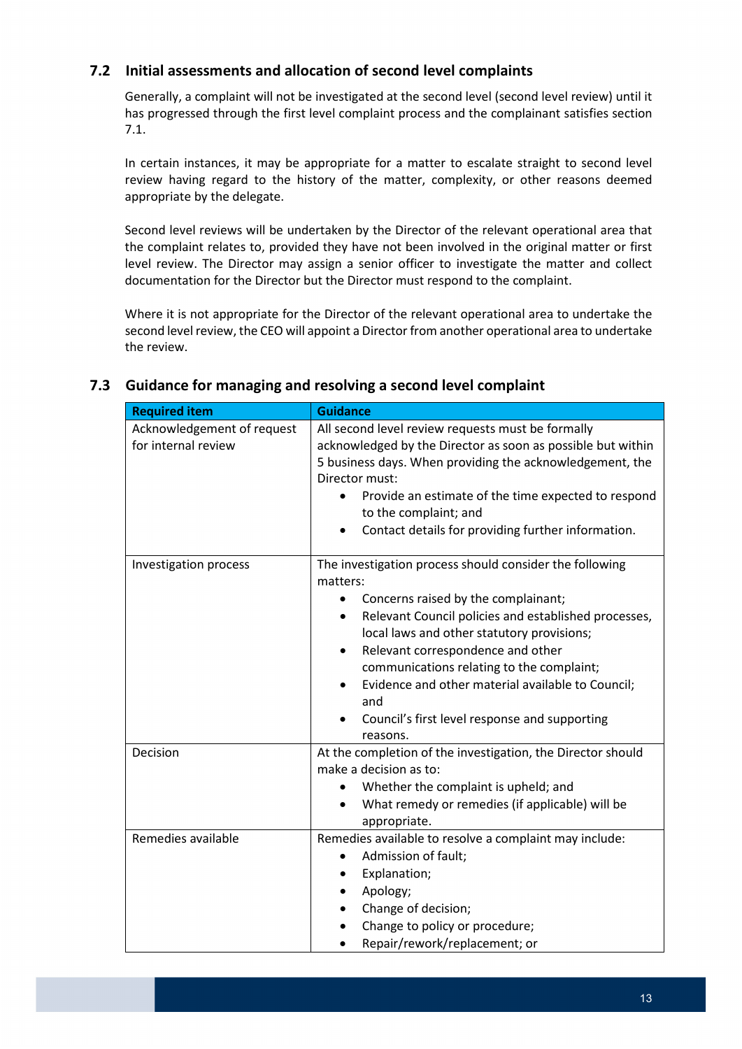## 7.2 Initial assessments and allocation of second level complaints

Generally, a complaint will not be investigated at the second level (second level review) until it has progressed through the first level complaint process and the complainant satisfies section 7.1.

In certain instances, it may be appropriate for a matter to escalate straight to second level review having regard to the history of the matter, complexity, or other reasons deemed appropriate by the delegate.

Second level reviews will be undertaken by the Director of the relevant operational area that the complaint relates to, provided they have not been involved in the original matter or first level review. The Director may assign a senior officer to investigate the matter and collect documentation for the Director but the Director must respond to the complaint.

Where it is not appropriate for the Director of the relevant operational area to undertake the second level review, the CEO will appoint a Director from another operational area to undertake the review.

## 7.3 Guidance for managing and resolving a second level complaint

| Required item | Guidance |
|---|---|
| Acknowledgement of request for internal review | All second level review requests must be formally acknowledged by the Director as soon as possible but within 5 business days. When providing the acknowledgement, the Director must:<br>• Provide an estimate of the time expected to respond to the complaint; and<br>• Contact details for providing further information. |
| Investigation process | The investigation process should consider the following matters:<br>• Concerns raised by the complainant;<br>• Relevant Council policies and established processes, local laws and other statutory provisions;<br>• Relevant correspondence and other communications relating to the complaint;<br>• Evidence and other material available to Council; and<br>• Council's first level response and supporting reasons. |
| Decision | At the completion of the investigation, the Director should make a decision as to:<br>• Whether the complaint is upheld; and<br>• What remedy or remedies (if applicable) will be appropriate. |
| Remedies available | Remedies available to resolve a complaint may include:<br>• Admission of fault;<br>• Explanation;<br>• Apology;<br>• Change of decision;<br>• Change to policy or procedure;<br>• Repair/rework/replacement; or |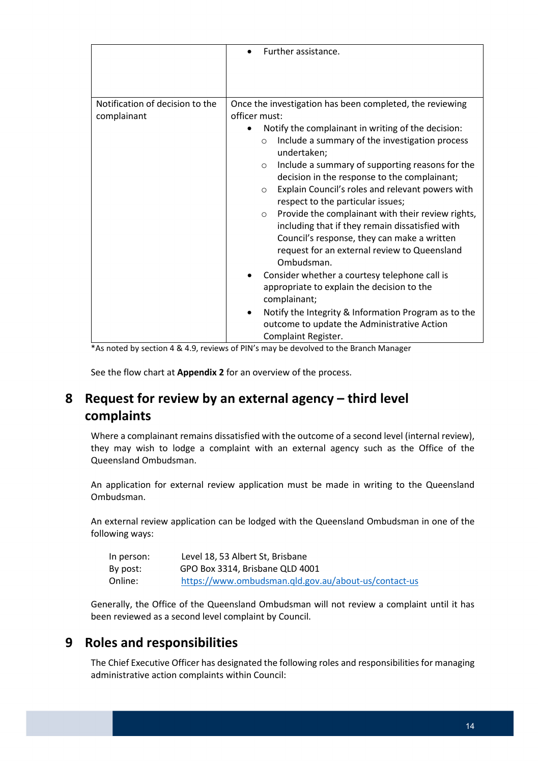| | |
|---|---|
| | • Further assistance. |
| Notification of decision to the complainant | Once the investigation has been completed, the reviewing officer must:<br>• Notify the complainant in writing of the decision:<br>  ○ Include a summary of the investigation process undertaken;<br>  ○ Include a summary of supporting reasons for the decision in the response to the complainant;<br>  ○ Explain Council's roles and relevant powers with respect to the particular issues;<br>  ○ Provide the complainant with their review rights, including that if they remain dissatisfied with Council's response, they can make a written request for an external review to Queensland Ombudsman.<br>• Consider whether a courtesy telephone call is appropriate to explain the decision to the complainant;<br>• Notify the Integrity & Information Program as to the outcome to update the Administrative Action Complaint Register. |

*As noted by section 4 & 4.9, reviews of PIN's may be devolved to the Branch Manager

See the flow chart at **Appendix 2** for an overview of the process.

# 8 Request for review by an external agency – third level complaints

Where a complainant remains dissatisfied with the outcome of a second level (internal review), they may wish to lodge a complaint with an external agency such as the Office of the Queensland Ombudsman.

An application for external review application must be made in writing to the Queensland Ombudsman.

An external review application can be lodged with the Queensland Ombudsman in one of the following ways:

| | |
|---|---|
| In person: | Level 18, 53 Albert St, Brisbane |
| By post: | GPO Box 3314, Brisbane QLD 4001 |
| Online: | https://www.ombudsman.qld.gov.au/about-us/contact-us |

Generally, the Office of the Queensland Ombudsman will not review a complaint until it has been reviewed as a second level complaint by Council.

# 9 Roles and responsibilities

The Chief Executive Officer has designated the following roles and responsibilities for managing administrative action complaints within Council: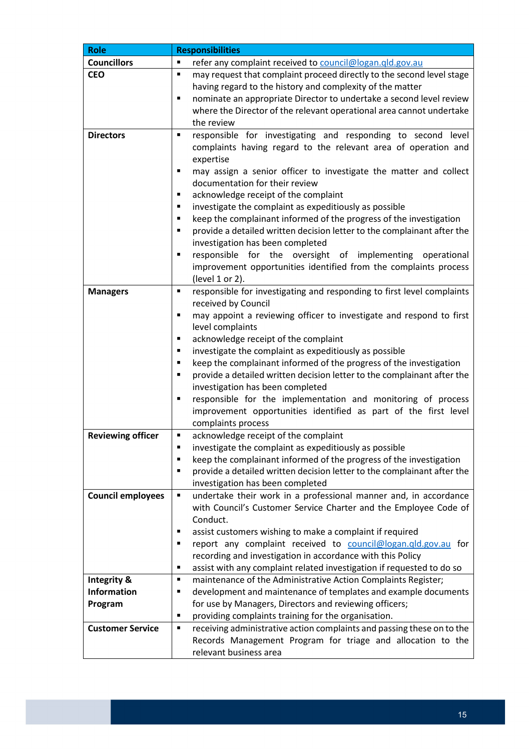| Role | Responsibilities |
|---|---|
| **Councillors** | ▪ refer any complaint received to council@logan.qld.gov.au |
| **CEO** | ▪ may request that complaint proceed directly to the second level stage having regard to the history and complexity of the matter<br>▪ nominate an appropriate Director to undertake a second level review where the Director of the relevant operational area cannot undertake the review |
| **Directors** | ▪ responsible for investigating and responding to second level complaints having regard to the relevant area of operation and expertise<br>▪ may assign a senior officer to investigate the matter and collect documentation for their review<br>▪ acknowledge receipt of the complaint<br>▪ investigate the complaint as expeditiously as possible<br>▪ keep the complainant informed of the progress of the investigation<br>▪ provide a detailed written decision letter to the complainant after the investigation has been completed<br>▪ responsible for the oversight of implementing operational improvement opportunities identified from the complaints process (level 1 or 2). |
| **Managers** | ▪ responsible for investigating and responding to first level complaints received by Council<br>▪ may appoint a reviewing officer to investigate and respond to first level complaints<br>▪ acknowledge receipt of the complaint<br>▪ investigate the complaint as expeditiously as possible<br>▪ keep the complainant informed of the progress of the investigation<br>▪ provide a detailed written decision letter to the complainant after the investigation has been completed<br>▪ responsible for the implementation and monitoring of process improvement opportunities identified as part of the first level complaints process |
| **Reviewing officer** | ▪ acknowledge receipt of the complaint<br>▪ investigate the complaint as expeditiously as possible<br>▪ keep the complainant informed of the progress of the investigation<br>▪ provide a detailed written decision letter to the complainant after the investigation has been completed |
| **Council employees** | ▪ undertake their work in a professional manner and, in accordance with Council's Customer Service Charter and the Employee Code of Conduct.<br>▪ assist customers wishing to make a complaint if required<br>▪ report any complaint received to council@logan.qld.gov.au for recording and investigation in accordance with this Policy<br>▪ assist with any complaint related investigation if requested to do so |
| **Integrity & Information Program** | ▪ maintenance of the Administrative Action Complaints Register;<br>▪ development and maintenance of templates and example documents for use by Managers, Directors and reviewing officers;<br>▪ providing complaints training for the organisation. |
| **Customer Service** | ▪ receiving administrative action complaints and passing these on to the Records Management Program for triage and allocation to the relevant business area |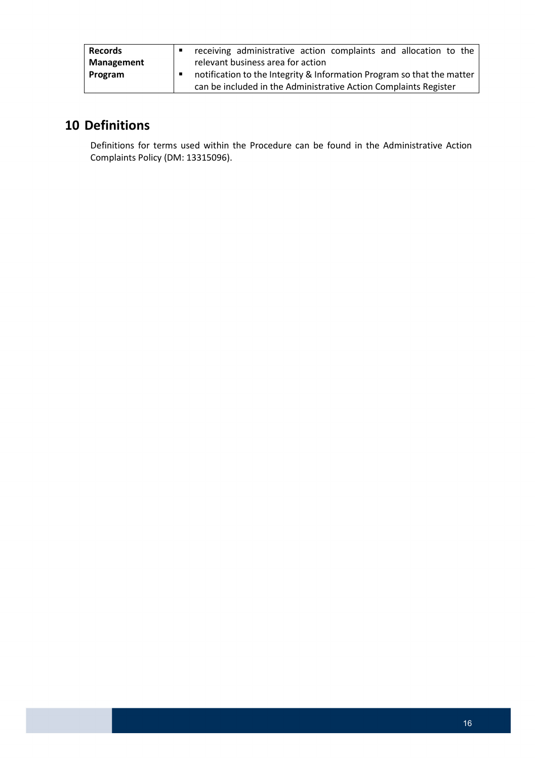| | |
|---|---|
| **Records Management Program** | ▪ receiving administrative action complaints and allocation to the relevant business area for action<br>▪ notification to the Integrity & Information Program so that the matter can be included in the Administrative Action Complaints Register |

# 10 Definitions

Definitions for terms used within the Procedure can be found in the Administrative Action Complaints Policy (DM: 13315096).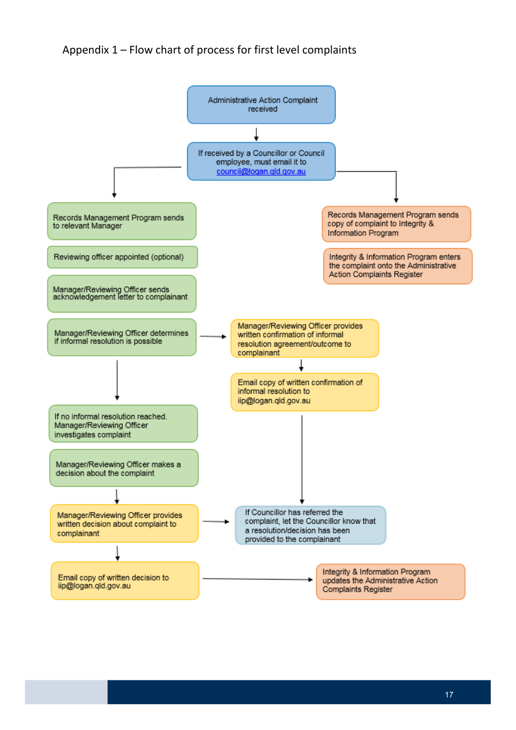# Appendix 1 – Flow chart of process for first level complaints

Administrative Action Complaint received

If received by a Councillor or Council employee, must email it to council@logan.qld.gov.au

Records Management Program sends to relevant Manager

Reviewing officer appointed (optional)

Manager/Reviewing Officer sends acknowledgement letter to complainant

Manager/Reviewing Officer determines if informal resolution is possible

Manager/Reviewing Officer provides written confirmation of informal resolution agreement/outcome to complainant

Email copy of written confirmation of informal resolution to iip@logan.qld.gov.au

If no informal resolution reached. Manager/Reviewing Officer investigates complaint

Manager/Reviewing Officer makes a decision about the complaint

Manager/Reviewing Officer provides written decision about complaint to complainant

If Councillor has referred the complaint, let the Councillor know that a resolution/decision has been provided to the complainant

Email copy of written decision to iip@logan.qld.gov.au

Integrity & Information Program updates the Administrative Action Complaints Register

Records Management Program sends copy of complaint to Integrity & Information Program

Integrity & Information Program enters the complaint onto the Administrative Action Complaints Register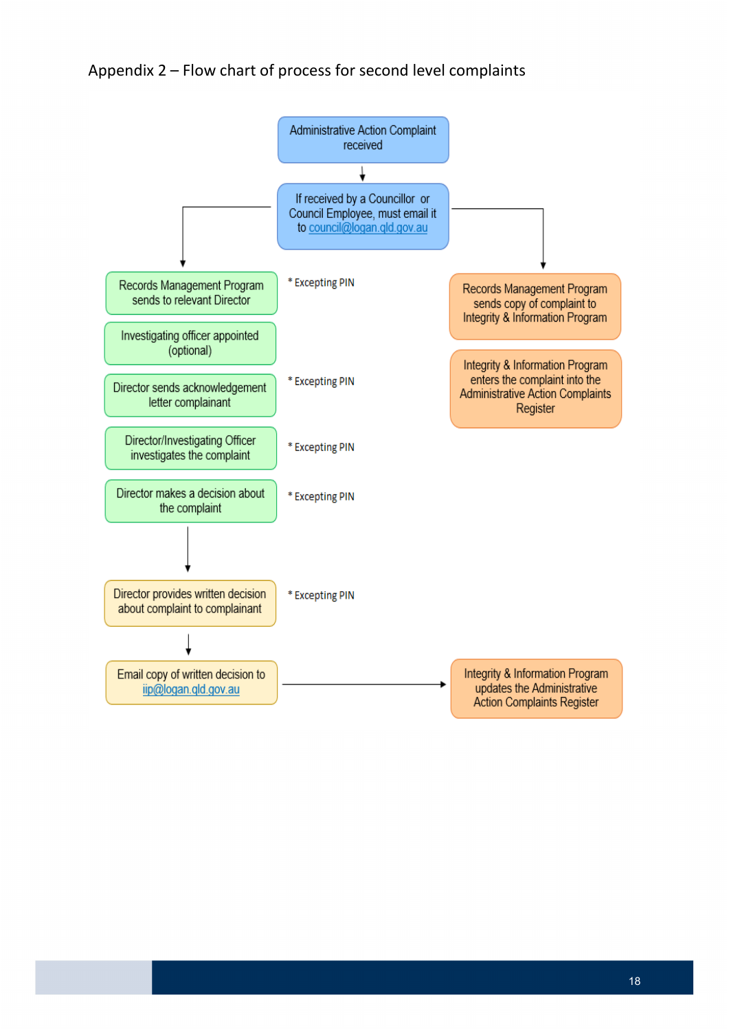## Appendix 2 – Flow chart of process for second level complaints

Administrative Action Complaint received

If received by a Councillor or Council Employee, must email it to council@logan.qld.gov.au

Records Management Program sends to relevant Director

* Excepting PIN

Investigating officer appointed (optional)

Director sends acknowledgement letter complainant

* Excepting PIN

Director/Investigating Officer investigates the complaint

* Excepting PIN

Director makes a decision about the complaint

* Excepting PIN

Director provides written decision about complaint to complainant

* Excepting PIN

Email copy of written decision to iip@logan.qld.gov.au

Records Management Program sends copy of complaint to Integrity & Information Program

Integrity & Information Program enters the complaint into the Administrative Action Complaints Register

Integrity & Information Program updates the Administrative Action Complaints Register